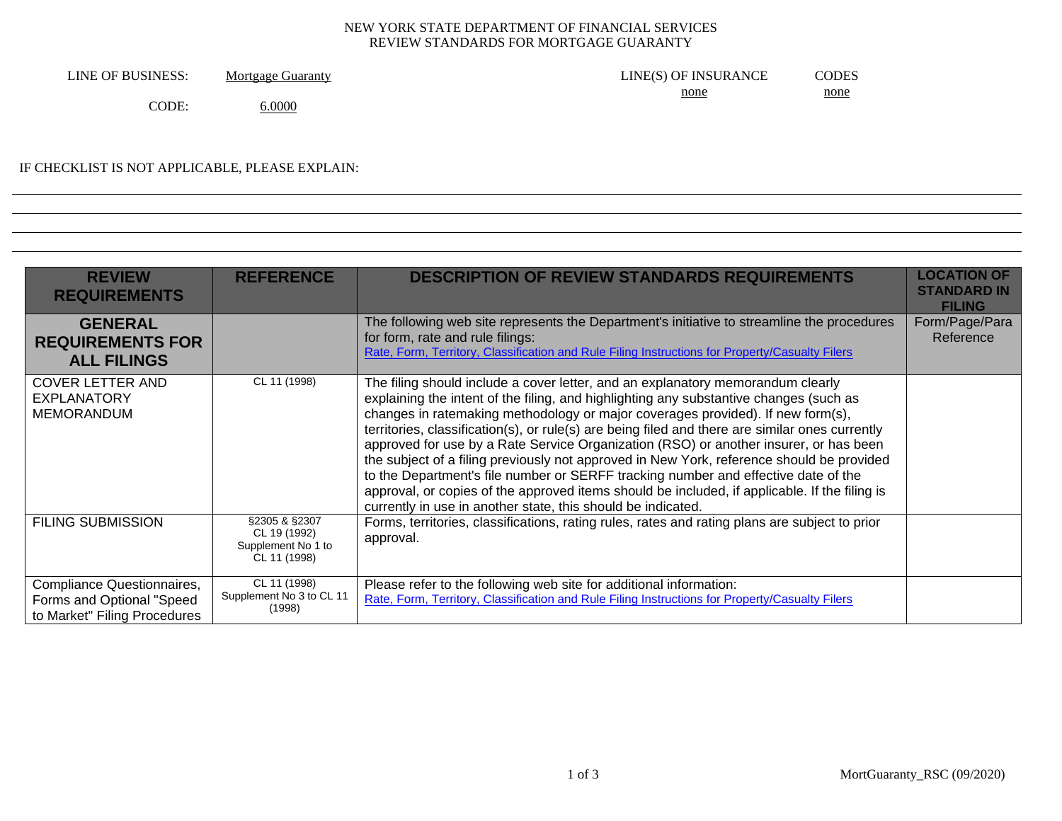NEW YORK STATE DEPARTMENT OF FINANCIAL SERVICES
REVIEW STANDARDS FOR MORTGAGE GUARANTY

LINE OF BUSINESS: Mortgage Guaranty

CODE: 6.0000

LINE(S) OF INSURANCE: none

CODES: none

IF CHECKLIST IS NOT APPLICABLE, PLEASE EXPLAIN:

| REVIEW REQUIREMENTS | REFERENCE | DESCRIPTION OF REVIEW STANDARDS REQUIREMENTS | LOCATION OF STANDARD IN FILING |
|---|---|---|---|
| **GENERAL REQUIREMENTS FOR ALL FILINGS** | | The following web site represents the Department's initiative to streamline the procedures for form, rate and rule filings: Rate, Form, Territory, Classification and Rule Filing Instructions for Property/Casualty Filers | Form/Page/Para Reference |
| COVER LETTER AND EXPLANATORY MEMORANDUM | CL 11 (1998) | The filing should include a cover letter, and an explanatory memorandum clearly explaining the intent of the filing, and highlighting any substantive changes (such as changes in ratemaking methodology or major coverages provided). If new form(s), territories, classification(s), or rule(s) are being filed and there are similar ones currently approved for use by a Rate Service Organization (RSO) or another insurer, or has been the subject of a filing previously not approved in New York, reference should be provided to the Department's file number or SERFF tracking number and effective date of the approval, or copies of the approved items should be included, if applicable. If the filing is currently in use in another state, this should be indicated. | |
| FILING SUBMISSION | §2305 & §2307 CL 19 (1992) Supplement No 1 to CL 11 (1998) | Forms, territories, classifications, rating rules, rates and rating plans are subject to prior approval. | |
| Compliance Questionnaires, Forms and Optional "Speed to Market" Filing Procedures | CL 11 (1998) Supplement No 3 to CL 11 (1998) | Please refer to the following web site for additional information: Rate, Form, Territory, Classification and Rule Filing Instructions for Property/Casualty Filers | |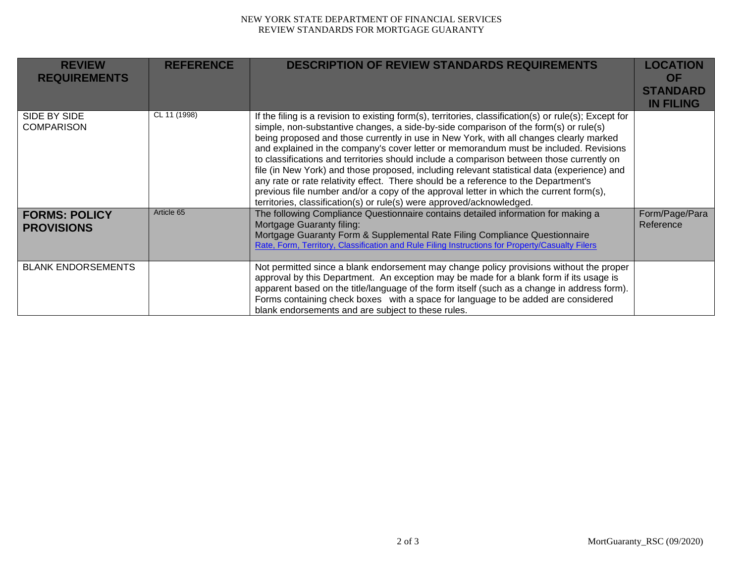| REVIEW REQUIREMENTS | REFERENCE | DESCRIPTION OF REVIEW STANDARDS REQUIREMENTS | LOCATION OF STANDARD IN FILING |
|---|---|---|---|
| SIDE BY SIDE COMPARISON | CL 11 (1998) | If the filing is a revision to existing form(s), territories, classification(s) or rule(s); Except for simple, non-substantive changes, a side-by-side comparison of the form(s) or rule(s) being proposed and those currently in use in New York, with all changes clearly marked and explained in the company's cover letter or memorandum must be included. Revisions to classifications and territories should include a comparison between those currently on file (in New York) and those proposed, including relevant statistical data (experience) and any rate or rate relativity effect. There should be a reference to the Department's previous file number and/or a copy of the approval letter in which the current form(s), territories, classification(s) or rule(s) were approved/acknowledged. | |
| **FORMS: POLICY PROVISIONS** | Article 65 | The following Compliance Questionnaire contains detailed information for making a Mortgage Guaranty filing:<br>Mortgage Guaranty Form & Supplemental Rate Filing Compliance Questionnaire<br>Rate, Form, Territory, Classification and Rule Filing Instructions for Property/Casualty Filers | Form/Page/Para Reference |
| BLANK ENDORSEMENTS | | Not permitted since a blank endorsement may change policy provisions without the proper approval by this Department. An exception may be made for a blank form if its usage is apparent based on the title/language of the form itself (such as a change in address form). Forms containing check boxes with a space for language to be added are considered blank endorsements and are subject to these rules. | |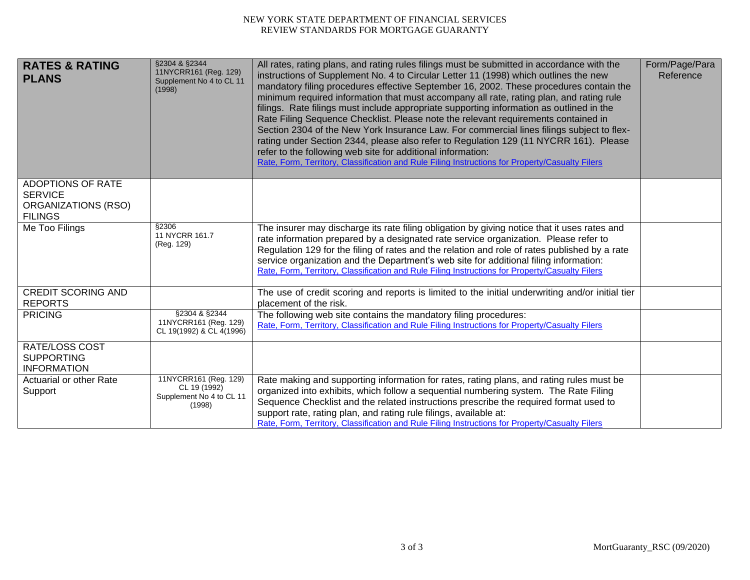| | | | |
|---|---|---|---|
| **RATES & RATING PLANS** | §2304 & §2344 11NYCRR161 (Reg. 129) Supplement No 4 to CL 11 (1998) | All rates, rating plans, and rating rules filings must be submitted in accordance with the instructions of Supplement No. 4 to Circular Letter 11 (1998) which outlines the new mandatory filing procedures effective September 16, 2002. These procedures contain the minimum required information that must accompany all rate, rating plan, and rating rule filings. Rate filings must include appropriate supporting information as outlined in the Rate Filing Sequence Checklist. Please note the relevant requirements contained in Section 2304 of the New York Insurance Law. For commercial lines filings subject to flex-rating under Section 2344, please also refer to Regulation 129 (11 NYCRR 161). Please refer to the following web site for additional information: Rate, Form, Territory, Classification and Rule Filing Instructions for Property/Casualty Filers | Form/Page/Para Reference |
| ADOPTIONS OF RATE SERVICE ORGANIZATIONS (RSO) FILINGS | | | |
| Me Too Filings | §2306 11 NYCRR 161.7 (Reg. 129) | The insurer may discharge its rate filing obligation by giving notice that it uses rates and rate information prepared by a designated rate service organization. Please refer to Regulation 129 for the filing of rates and the relation and role of rates published by a rate service organization and the Department's web site for additional filing information: Rate, Form, Territory, Classification and Rule Filing Instructions for Property/Casualty Filers | |
| CREDIT SCORING AND REPORTS | | The use of credit scoring and reports is limited to the initial underwriting and/or initial tier placement of the risk. | |
| PRICING | §2304 & §2344 11NYCRR161 (Reg. 129) CL 19(1992) & CL 4(1996) | The following web site contains the mandatory filing procedures: Rate, Form, Territory, Classification and Rule Filing Instructions for Property/Casualty Filers | |
| RATE/LOSS COST SUPPORTING INFORMATION | | | |
| Actuarial or other Rate Support | 11NYCRR161 (Reg. 129) CL 19 (1992) Supplement No 4 to CL 11 (1998) | Rate making and supporting information for rates, rating plans, and rating rules must be organized into exhibits, which follow a sequential numbering system. The Rate Filing Sequence Checklist and the related instructions prescribe the required format used to support rate, rating plan, and rating rule filings, available at: Rate, Form, Territory, Classification and Rule Filing Instructions for Property/Casualty Filers | |